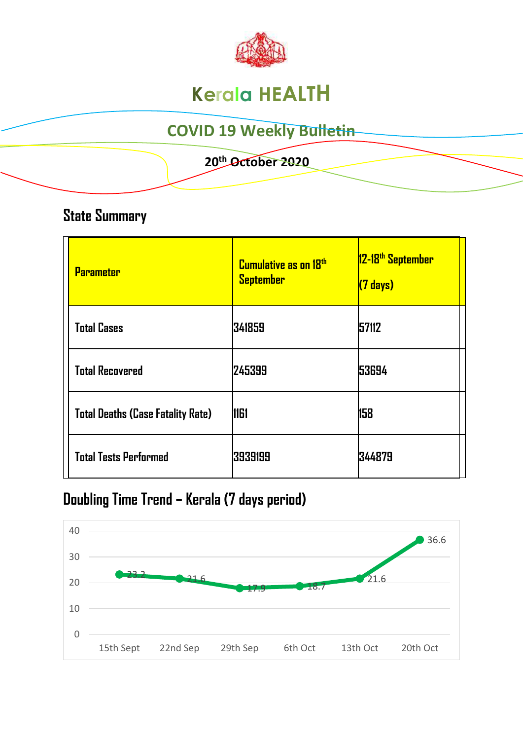# Kerala HEALTH

## COVID 19 Weekly Bulletin

**20th October 2020**

## State Summary

| Parameter | Cumulative as on 18th September | 12-18th September (7 days) |
|---|---|---|
| Total Cases | 341859 | 57112 |
| Total Recovered | 245399 | 53694 |
| Total Deaths (Case Fatality Rate) | 1161 | 158 |
| Total Tests Performed | 3939199 | 344879 |

## Doubling Time Trend – Kerala (7 days period)

| Date | Doubling Time |
|---|---|
| 15th Sept | 23.2 |
| 22nd Sep | 21.6 |
| 29th Sep | 17.9 |
| 6th Oct | 18.7 |
| 13th Oct | 21.6 |
| 20th Oct | 36.6 |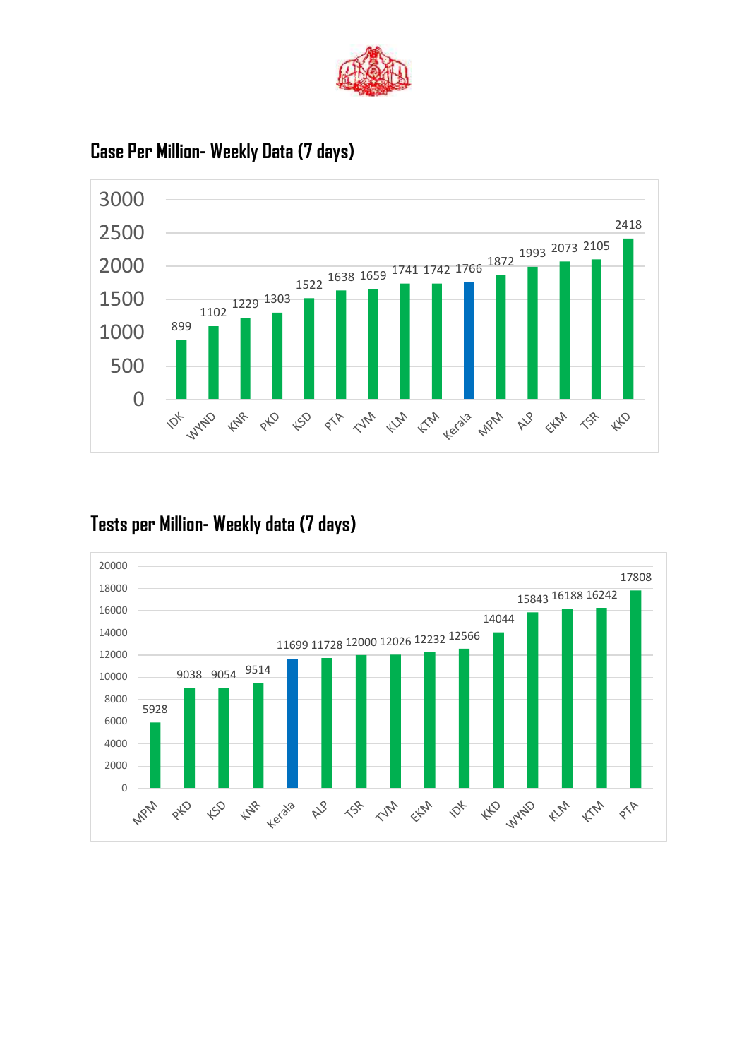## Case Per Million- Weekly Data (7 days)

| District | Cases per Million |
|---|---|
| IDK | 899 |
| WYND | 1102 |
| KNR | 1229 |
| PKD | 1303 |
| KSD | 1522 |
| PTA | 1638 |
| TVM | 1659 |
| KLM | 1741 |
| KTM | 1742 |
| Kerala | 1766 |
| MPM | 1872 |
| ALP | 1993 |
| EKM | 2073 |
| TSR | 2105 |
| KKD | 2418 |

## Tests per Million- Weekly data (7 days)

| District | Tests per Million |
|---|---|
| MPM | 5928 |
| PKD | 9038 |
| KSD | 9054 |
| KNR | 9514 |
| Kerala | 11699 |
| ALP | 11728 |
| TSR | 12000 |
| TVM | 12026 |
| EKM | 12232 |
| IDK | 12566 |
| KKD | 14044 |
| WYND | 15843 |
| KLM | 16188 |
| KTM | 16242 |
| PTA | 17808 |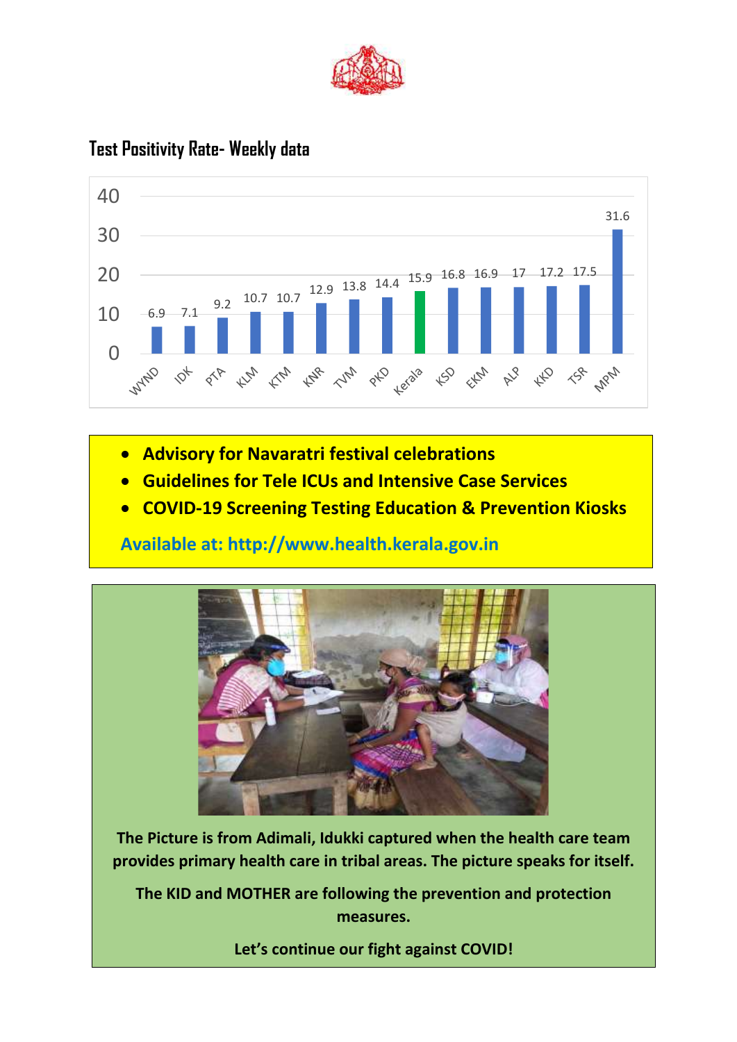## Test Positivity Rate- Weekly data

40
30
20
10
0

6.9 7.1 9.2 10.7 10.7 12.9 13.8 14.4 15.9 16.8 16.9 17 17.2 17.5 31.6

WYND IDK PTA KLM KTM KNR TVM PKD Kerala KSD EKM ALP KKD TSR MPM

- **Advisory for Navaratri festival celebrations**
- **Guidelines for Tele ICUs and Intensive Case Services**
- **COVID-19 Screening Testing Education & Prevention Kiosks**

**Available at: http://www.health.kerala.gov.in**

**The Picture is from Adimali, Idukki captured when the health care team provides primary health care in tribal areas. The picture speaks for itself.**

**The KID and MOTHER are following the prevention and protection measures.**

**Let's continue our fight against COVID!**